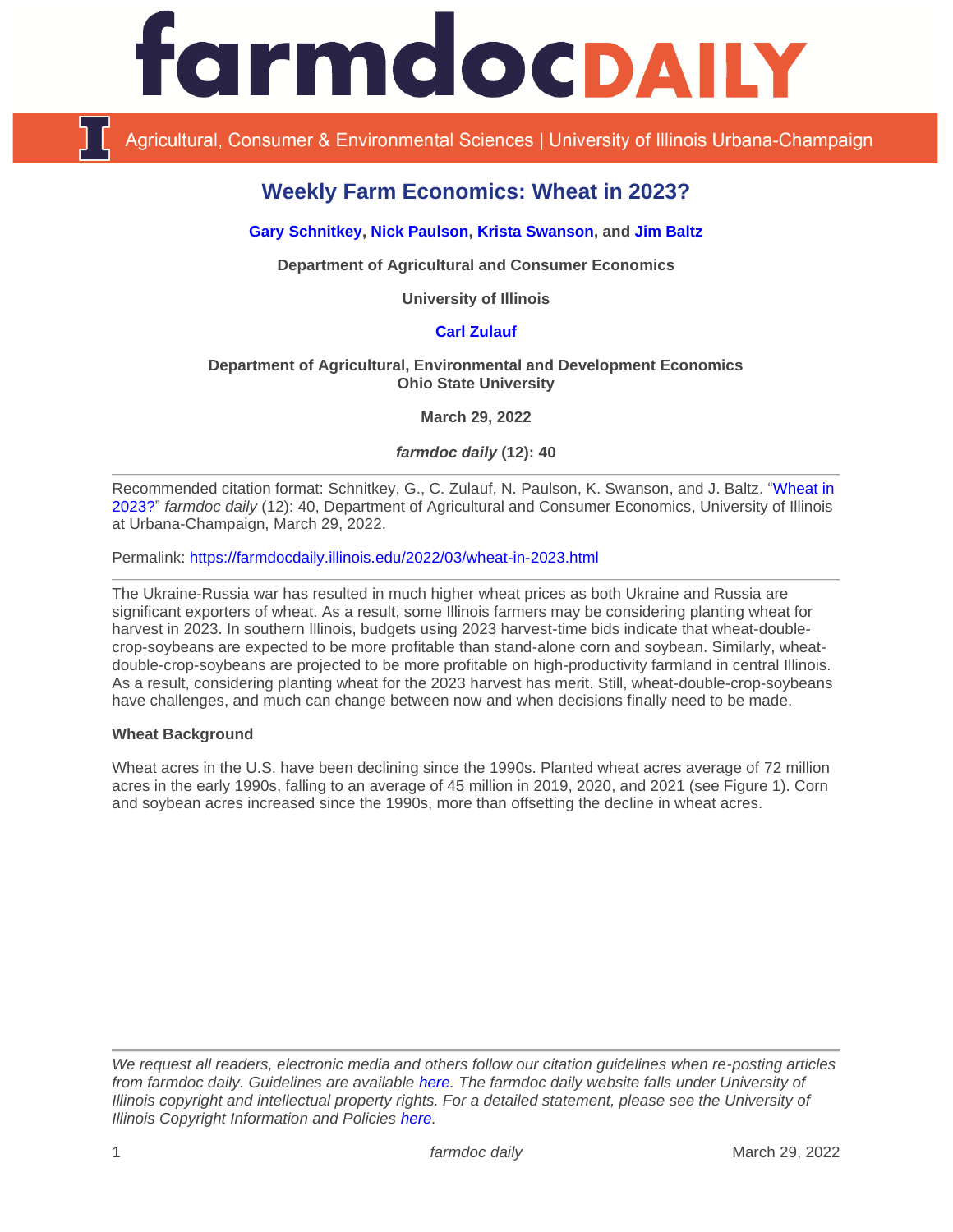# Weekly Farm Economics: Wheat in 2023?

**Gary Schnitkey, Nick Paulson, Krista Swanson, and Jim Baltz**

**Department of Agricultural and Consumer Economics**

**University of Illinois**

**Carl Zulauf**

**Department of Agricultural, Environmental and Development Economics**
**Ohio State University**

**March 29, 2022**

***farmdoc daily* (12): 40**

---

Recommended citation format: Schnitkey, G., C. Zulauf, N. Paulson, K. Swanson, and J. Baltz. "Wheat in 2023?" *farmdoc daily* (12): 40, Department of Agricultural and Consumer Economics, University of Illinois at Urbana-Champaign, March 29, 2022.

Permalink: https://farmdocdaily.illinois.edu/2022/03/wheat-in-2023.html

---

The Ukraine-Russia war has resulted in much higher wheat prices as both Ukraine and Russia are significant exporters of wheat. As a result, some Illinois farmers may be considering planting wheat for harvest in 2023. In southern Illinois, budgets using 2023 harvest-time bids indicate that wheat-double-crop-soybeans are expected to be more profitable than stand-alone corn and soybean. Similarly, wheat-double-crop-soybeans are projected to be more profitable on high-productivity farmland in central Illinois. As a result, considering planting wheat for the 2023 harvest has merit. Still, wheat-double-crop-soybeans have challenges, and much can change between now and when decisions finally need to be made.

**Wheat Background**

Wheat acres in the U.S. have been declining since the 1990s. Planted wheat acres average of 72 million acres in the early 1990s, falling to an average of 45 million in 2019, 2020, and 2021 (see Figure 1). Corn and soybean acres increased since the 1990s, more than offsetting the decline in wheat acres.

---

*We request all readers, electronic media and others follow our citation guidelines when re-posting articles from farmdoc daily. Guidelines are available here. The farmdoc daily website falls under University of Illinois copyright and intellectual property rights. For a detailed statement, please see the University of Illinois Copyright Information and Policies here.*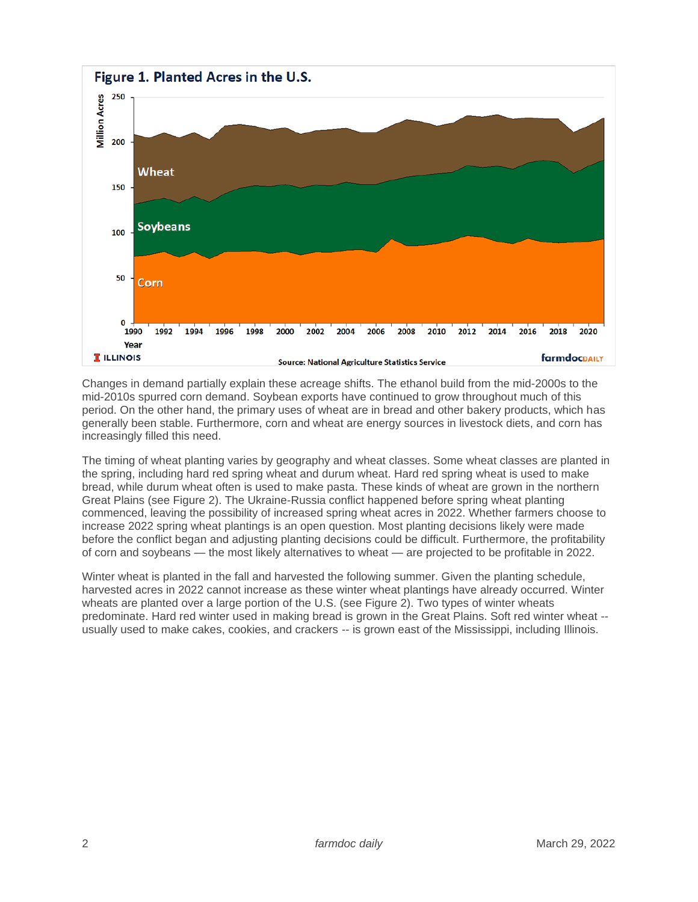**Figure 1. Planted Acres in the U.S.**

Source: National Agriculture Statistics Service

Changes in demand partially explain these acreage shifts. The ethanol build from the mid-2000s to the mid-2010s spurred corn demand. Soybean exports have continued to grow throughout much of this period. On the other hand, the primary uses of wheat are in bread and other bakery products, which has generally been stable. Furthermore, corn and wheat are energy sources in livestock diets, and corn has increasingly filled this need.

The timing of wheat planting varies by geography and wheat classes. Some wheat classes are planted in the spring, including hard red spring wheat and durum wheat. Hard red spring wheat is used to make bread, while durum wheat often is used to make pasta. These kinds of wheat are grown in the northern Great Plains (see Figure 2). The Ukraine-Russia conflict happened before spring wheat planting commenced, leaving the possibility of increased spring wheat acres in 2022. Whether farmers choose to increase 2022 spring wheat plantings is an open question. Most planting decisions likely were made before the conflict began and adjusting planting decisions could be difficult. Furthermore, the profitability of corn and soybeans — the most likely alternatives to wheat — are projected to be profitable in 2022.

Winter wheat is planted in the fall and harvested the following summer. Given the planting schedule, harvested acres in 2022 cannot increase as these winter wheat plantings have already occurred. Winter wheats are planted over a large portion of the U.S. (see Figure 2). Two types of winter wheats predominate. Hard red winter used in making bread is grown in the Great Plains. Soft red winter wheat -- usually used to make cakes, cookies, and crackers -- is grown east of the Mississippi, including Illinois.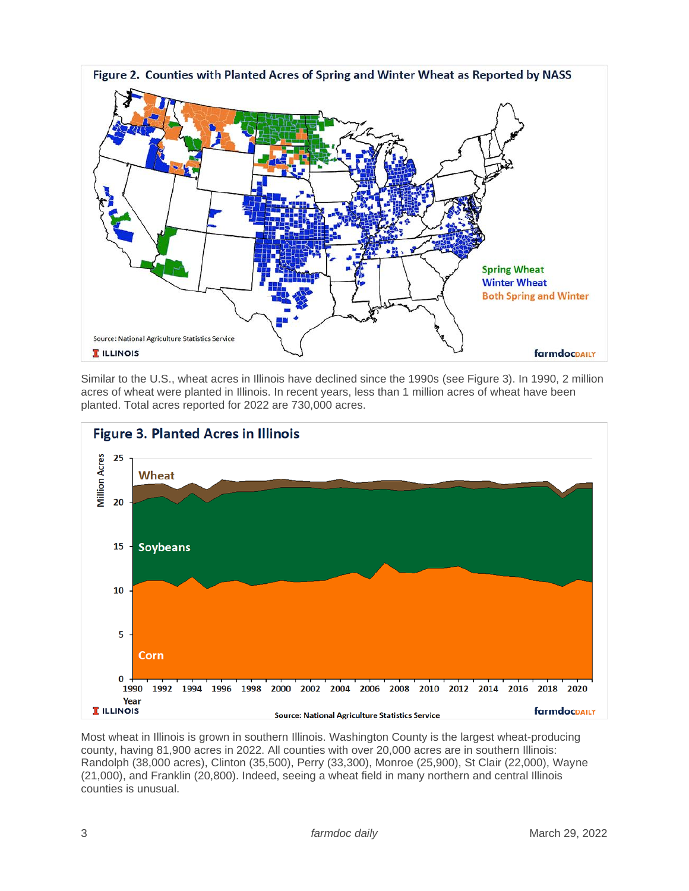**Figure 2. Counties with Planted Acres of Spring and Winter Wheat as Reported by NASS**

Similar to the U.S., wheat acres in Illinois have declined since the 1990s (see Figure 3). In 1990, 2 million acres of wheat were planted in Illinois. In recent years, less than 1 million acres of wheat have been planted. Total acres reported for 2022 are 730,000 acres.

**Figure 3. Planted Acres in Illinois**

Most wheat in Illinois is grown in southern Illinois. Washington County is the largest wheat-producing county, having 81,900 acres in 2022. All counties with over 20,000 acres are in southern Illinois: Randolph (38,000 acres), Clinton (35,500), Perry (33,300), Monroe (25,900), St Clair (22,000), Wayne (21,000), and Franklin (20,800). Indeed, seeing a wheat field in many northern and central Illinois counties is unusual.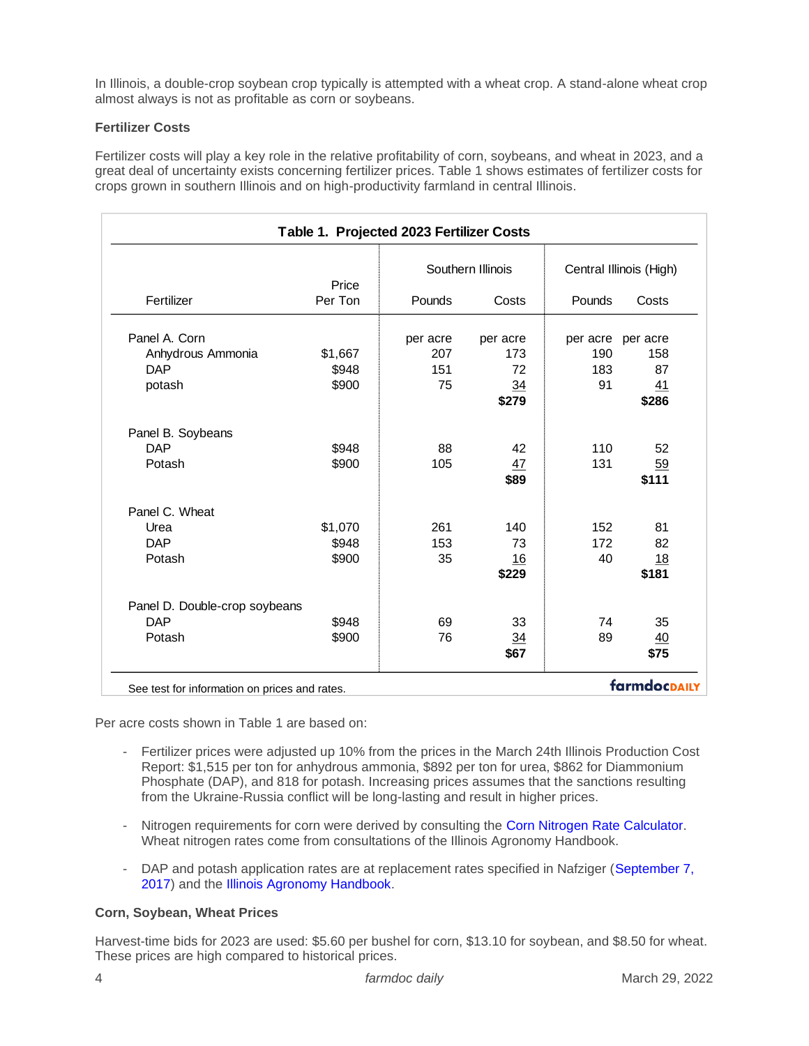In Illinois, a double-crop soybean crop typically is attempted with a wheat crop. A stand-alone wheat crop almost always is not as profitable as corn or soybeans.

**Fertilizer Costs**

Fertilizer costs will play a key role in the relative profitability of corn, soybeans, and wheat in 2023, and a great deal of uncertainty exists concerning fertilizer prices. Table 1 shows estimates of fertilizer costs for crops grown in southern Illinois and on high-productivity farmland in central Illinois.

**Table 1. Projected 2023 Fertilizer Costs**

| | | Southern Illinois | | Central Illinois (High) | |
|---|---|---|---|---|---|
| Fertilizer | Price Per Ton | Pounds | Costs | Pounds | Costs |
| Panel A. Corn | | per acre | per acre | per acre | per acre |
| Anhydrous Ammonia | $1,667 | 207 | 173 | 190 | 158 |
| DAP | $948 | 151 | 72 | 183 | 87 |
| potash | $900 | 75 | 34 | 91 | 41 |
| | | | **$279** | | **$286** |
| Panel B. Soybeans | | | | | |
| DAP | $948 | 88 | 42 | 110 | 52 |
| Potash | $900 | 105 | 47 | 131 | 59 |
| | | | **$89** | | **$111** |
| Panel C. Wheat | | | | | |
| Urea | $1,070 | 261 | 140 | 152 | 81 |
| DAP | $948 | 153 | 73 | 172 | 82 |
| Potash | $900 | 35 | 16 | 40 | 18 |
| | | | **$229** | | **$181** |
| Panel D. Double-crop soybeans | | | | | |
| DAP | $948 | 69 | 33 | 74 | 35 |
| Potash | $900 | 76 | 34 | 89 | 40 |
| | | | **$67** | | **$75** |

See test for information on prices and rates.

Per acre costs shown in Table 1 are based on:

- Fertilizer prices were adjusted up 10% from the prices in the March 24th Illinois Production Cost Report: $1,515 per ton for anhydrous ammonia, $892 per ton for urea, $862 for Diammonium Phosphate (DAP), and 818 for potash. Increasing prices assumes that the sanctions resulting from the Ukraine-Russia conflict will be long-lasting and result in higher prices.
- Nitrogen requirements for corn were derived by consulting the Corn Nitrogen Rate Calculator. Wheat nitrogen rates come from consultations of the Illinois Agronomy Handbook.
- DAP and potash application rates are at replacement rates specified in Nafziger (September 7, 2017) and the Illinois Agronomy Handbook.

**Corn, Soybean, Wheat Prices**

Harvest-time bids for 2023 are used: $5.60 per bushel for corn, $13.10 for soybean, and $8.50 for wheat. These prices are high compared to historical prices.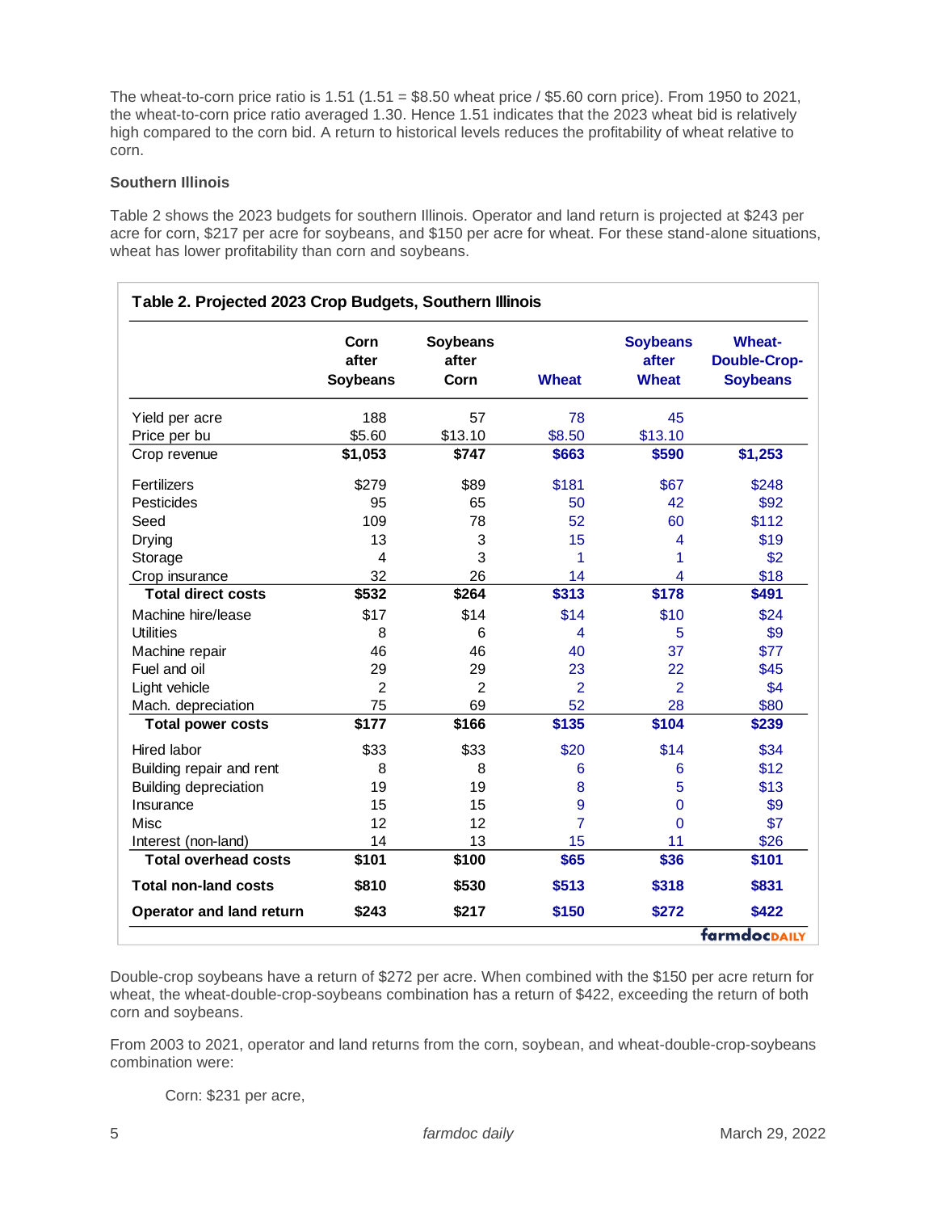The wheat-to-corn price ratio is 1.51 (1.51 = $8.50 wheat price / $5.60 corn price). From 1950 to 2021, the wheat-to-corn price ratio averaged 1.30. Hence 1.51 indicates that the 2023 wheat bid is relatively high compared to the corn bid. A return to historical levels reduces the profitability of wheat relative to corn.

**Southern Illinois**

Table 2 shows the 2023 budgets for southern Illinois. Operator and land return is projected at $243 per acre for corn, $217 per acre for soybeans, and $150 per acre for wheat. For these stand-alone situations, wheat has lower profitability than corn and soybeans.

**Table 2. Projected 2023 Crop Budgets, Southern Illinois**

| | Corn after Soybeans | Soybeans after Corn | Wheat | Soybeans after Wheat | Wheat-Double-Crop-Soybeans |
|---|---|---|---|---|---|
| Yield per acre | 188 | 57 | 78 | 45 | |
| Price per bu | $5.60 | $13.10 | $8.50 | $13.10 | |
| Crop revenue | **$1,053** | **$747** | **$663** | **$590** | **$1,253** |
| Fertilizers | $279 | $89 | $181 | $67 | $248 |
| Pesticides | 95 | 65 | 50 | 42 | $92 |
| Seed | 109 | 78 | 52 | 60 | $112 |
| Drying | 13 | 3 | 15 | 4 | $19 |
| Storage | 4 | 3 | 1 | 1 | $2 |
| Crop insurance | 32 | 26 | 14 | 4 | $18 |
| **Total direct costs** | **$532** | **$264** | **$313** | **$178** | **$491** |
| Machine hire/lease | $17 | $14 | $14 | $10 | $24 |
| Utilities | 8 | 6 | 4 | 5 | $9 |
| Machine repair | 46 | 46 | 40 | 37 | $77 |
| Fuel and oil | 29 | 29 | 23 | 22 | $45 |
| Light vehicle | 2 | 2 | 2 | 2 | $4 |
| Mach. depreciation | 75 | 69 | 52 | 28 | $80 |
| **Total power costs** | **$177** | **$166** | **$135** | **$104** | **$239** |
| Hired labor | $33 | $33 | $20 | $14 | $34 |
| Building repair and rent | 8 | 8 | 6 | 6 | $12 |
| Building depreciation | 19 | 19 | 8 | 5 | $13 |
| Insurance | 15 | 15 | 9 | 0 | $9 |
| Misc | 12 | 12 | 7 | 0 | $7 |
| Interest (non-land) | 14 | 13 | 15 | 11 | $26 |
| **Total overhead costs** | **$101** | **$100** | **$65** | **$36** | **$101** |
| **Total non-land costs** | **$810** | **$530** | **$513** | **$318** | **$831** |
| **Operator and land return** | **$243** | **$217** | **$150** | **$272** | **$422** |

Double-crop soybeans have a return of $272 per acre. When combined with the $150 per acre return for wheat, the wheat-double-crop-soybeans combination has a return of $422, exceeding the return of both corn and soybeans.

From 2003 to 2021, operator and land returns from the corn, soybean, and wheat-double-crop-soybeans combination were:

Corn: $231 per acre,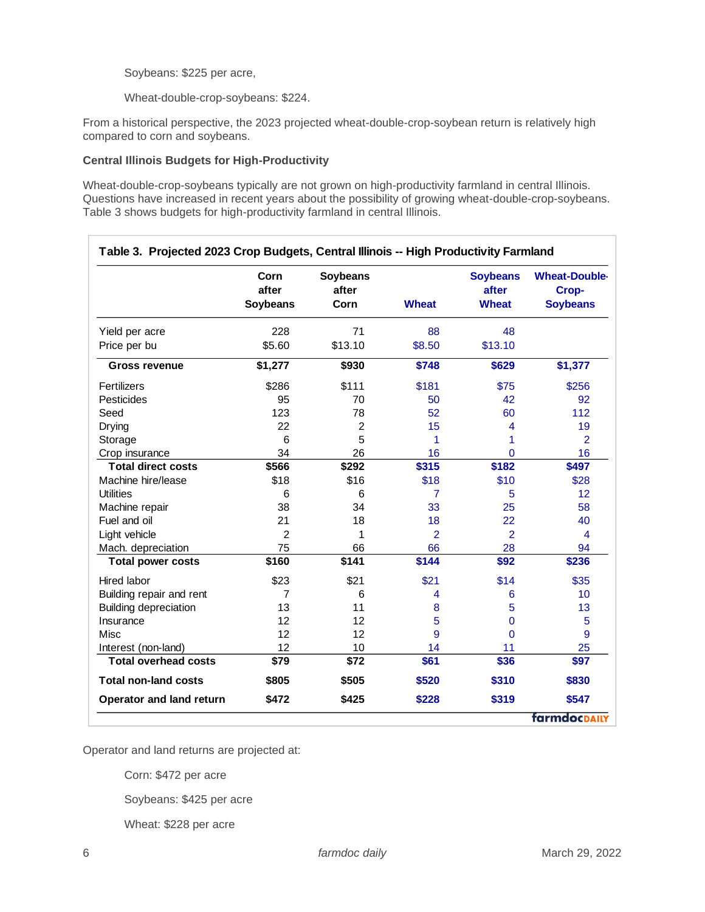Soybeans: $225 per acre,

Wheat-double-crop-soybeans: $224.

From a historical perspective, the 2023 projected wheat-double-crop-soybean return is relatively high compared to corn and soybeans.

**Central Illinois Budgets for High-Productivity**

Wheat-double-crop-soybeans typically are not grown on high-productivity farmland in central Illinois. Questions have increased in recent years about the possibility of growing wheat-double-crop-soybeans. Table 3 shows budgets for high-productivity farmland in central Illinois.

**Table 3. Projected 2023 Crop Budgets, Central Illinois -- High Productivity Farmland**

| | Corn after Soybeans | Soybeans after Corn | Wheat | Soybeans after Wheat | Wheat-Double-Crop-Soybeans |
|---|---|---|---|---|---|
| Yield per acre | 228 | 71 | 88 | 48 | |
| Price per bu | $5.60 | $13.10 | $8.50 | $13.10 | |
| **Gross revenue** | **$1,277** | **$930** | **$748** | **$629** | **$1,377** |
| Fertilizers | $286 | $111 | $181 | $75 | $256 |
| Pesticides | 95 | 70 | 50 | 42 | 92 |
| Seed | 123 | 78 | 52 | 60 | 112 |
| Drying | 22 | 2 | 15 | 4 | 19 |
| Storage | 6 | 5 | 1 | 1 | 2 |
| Crop insurance | 34 | 26 | 16 | 0 | 16 |
| **Total direct costs** | **$566** | **$292** | **$315** | **$182** | **$497** |
| Machine hire/lease | $18 | $16 | $18 | $10 | $28 |
| Utilities | 6 | 6 | 7 | 5 | 12 |
| Machine repair | 38 | 34 | 33 | 25 | 58 |
| Fuel and oil | 21 | 18 | 18 | 22 | 40 |
| Light vehicle | 2 | 1 | 2 | 2 | 4 |
| Mach. depreciation | 75 | 66 | 66 | 28 | 94 |
| **Total power costs** | **$160** | **$141** | **$144** | **$92** | **$236** |
| Hired labor | $23 | $21 | $21 | $14 | $35 |
| Building repair and rent | 7 | 6 | 4 | 6 | 10 |
| Building depreciation | 13 | 11 | 8 | 5 | 13 |
| Insurance | 12 | 12 | 5 | 0 | 5 |
| Misc | 12 | 12 | 9 | 0 | 9 |
| Interest (non-land) | 12 | 10 | 14 | 11 | 25 |
| **Total overhead costs** | **$79** | **$72** | **$61** | **$36** | **$97** |
| **Total non-land costs** | **$805** | **$505** | **$520** | **$310** | **$830** |
| **Operator and land return** | **$472** | **$425** | **$228** | **$319** | **$547** |

farmdoc DAILY

Operator and land returns are projected at:

Corn: $472 per acre

Soybeans: $425 per acre

Wheat: $228 per acre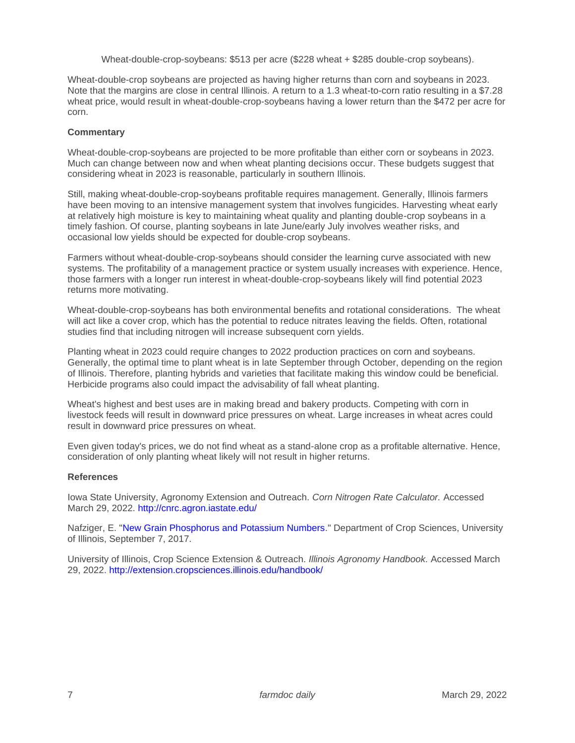Wheat-double-crop-soybeans: $513 per acre ($228 wheat + $285 double-crop soybeans).

Wheat-double-crop soybeans are projected as having higher returns than corn and soybeans in 2023. Note that the margins are close in central Illinois. A return to a 1.3 wheat-to-corn ratio resulting in a $7.28 wheat price, would result in wheat-double-crop-soybeans having a lower return than the $472 per acre for corn.

**Commentary**

Wheat-double-crop-soybeans are projected to be more profitable than either corn or soybeans in 2023. Much can change between now and when wheat planting decisions occur. These budgets suggest that considering wheat in 2023 is reasonable, particularly in southern Illinois.

Still, making wheat-double-crop-soybeans profitable requires management. Generally, Illinois farmers have been moving to an intensive management system that involves fungicides. Harvesting wheat early at relatively high moisture is key to maintaining wheat quality and planting double-crop soybeans in a timely fashion. Of course, planting soybeans in late June/early July involves weather risks, and occasional low yields should be expected for double-crop soybeans.

Farmers without wheat-double-crop-soybeans should consider the learning curve associated with new systems. The profitability of a management practice or system usually increases with experience. Hence, those farmers with a longer run interest in wheat-double-crop-soybeans likely will find potential 2023 returns more motivating.

Wheat-double-crop-soybeans has both environmental benefits and rotational considerations. The wheat will act like a cover crop, which has the potential to reduce nitrates leaving the fields. Often, rotational studies find that including nitrogen will increase subsequent corn yields.

Planting wheat in 2023 could require changes to 2022 production practices on corn and soybeans. Generally, the optimal time to plant wheat is in late September through October, depending on the region of Illinois. Therefore, planting hybrids and varieties that facilitate making this window could be beneficial. Herbicide programs also could impact the advisability of fall wheat planting.

Wheat's highest and best uses are in making bread and bakery products. Competing with corn in livestock feeds will result in downward price pressures on wheat. Large increases in wheat acres could result in downward price pressures on wheat.

Even given today's prices, we do not find wheat as a stand-alone crop as a profitable alternative. Hence, consideration of only planting wheat likely will not result in higher returns.

**References**

Iowa State University, Agronomy Extension and Outreach. *Corn Nitrogen Rate Calculator.* Accessed March 29, 2022. http://cnrc.agron.iastate.edu/

Nafziger, E. "New Grain Phosphorus and Potassium Numbers." Department of Crop Sciences, University of Illinois, September 7, 2017.

University of Illinois, Crop Science Extension & Outreach. *Illinois Agronomy Handbook.* Accessed March 29, 2022. http://extension.cropsciences.illinois.edu/handbook/